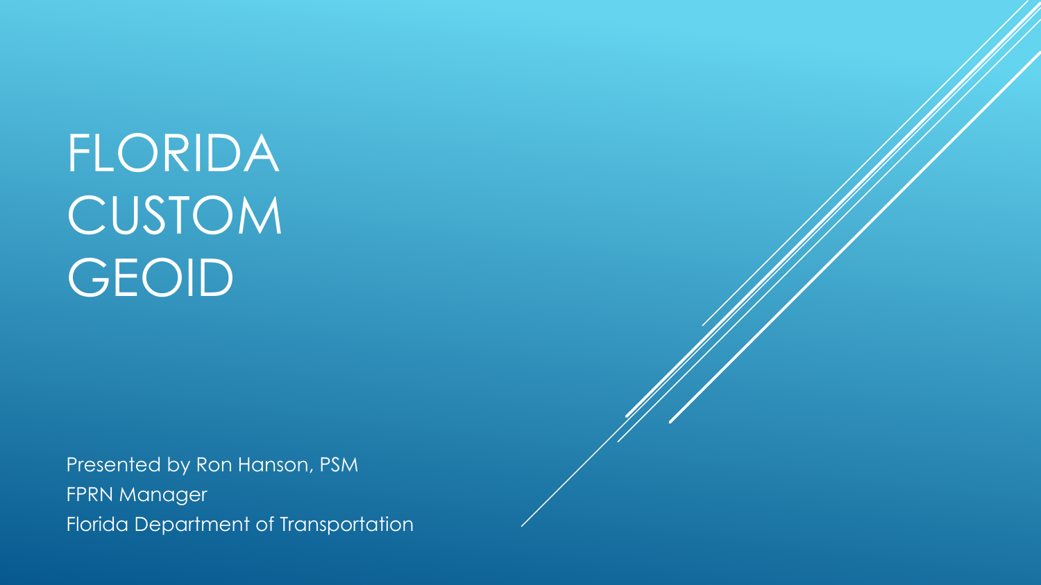# FLORIDA CUSTOM GEOID

Presented by Ron Hanson, PSM

FPRN Manager

Florida Department of Transportation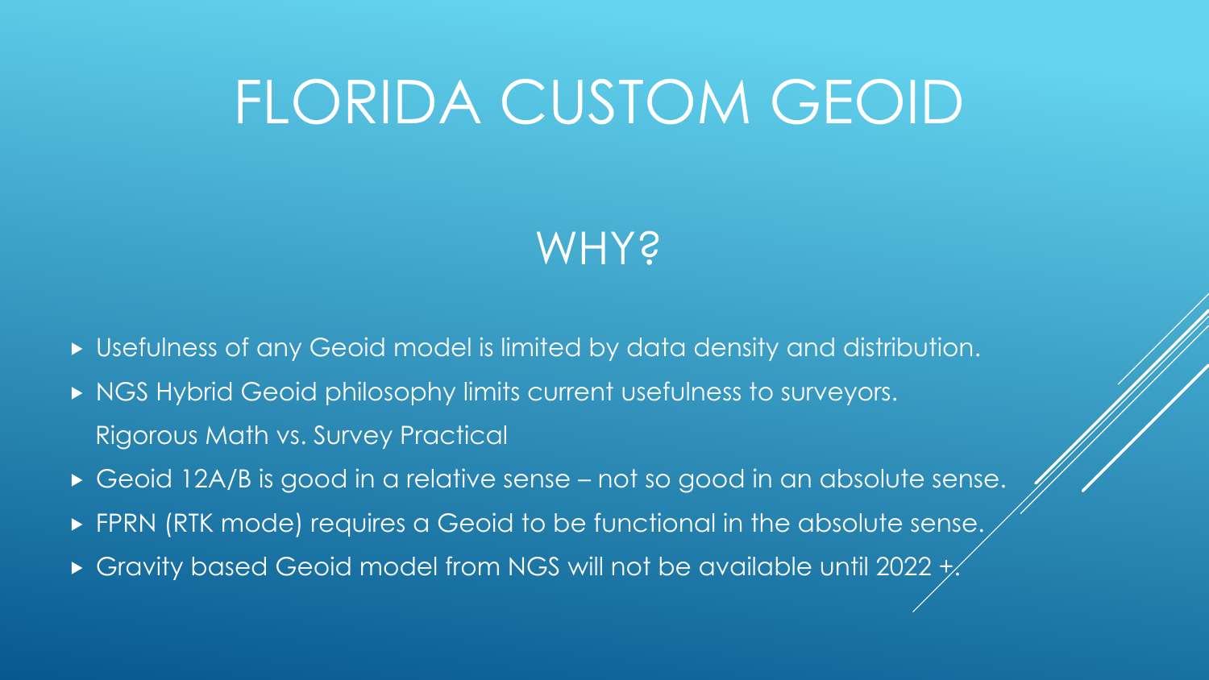# FLORIDA CUSTOM GEOID

## WHY?

- Usefulness of any Geoid model is limited by data density and distribution.
- NGS Hybrid Geoid philosophy limits current usefulness to surveyors.
  Rigorous Math vs. Survey Practical
- Geoid 12A/B is good in a relative sense – not so good in an absolute sense.
- FPRN (RTK mode) requires a Geoid to be functional in the absolute sense.
- Gravity based Geoid model from NGS will not be available until 2022 +.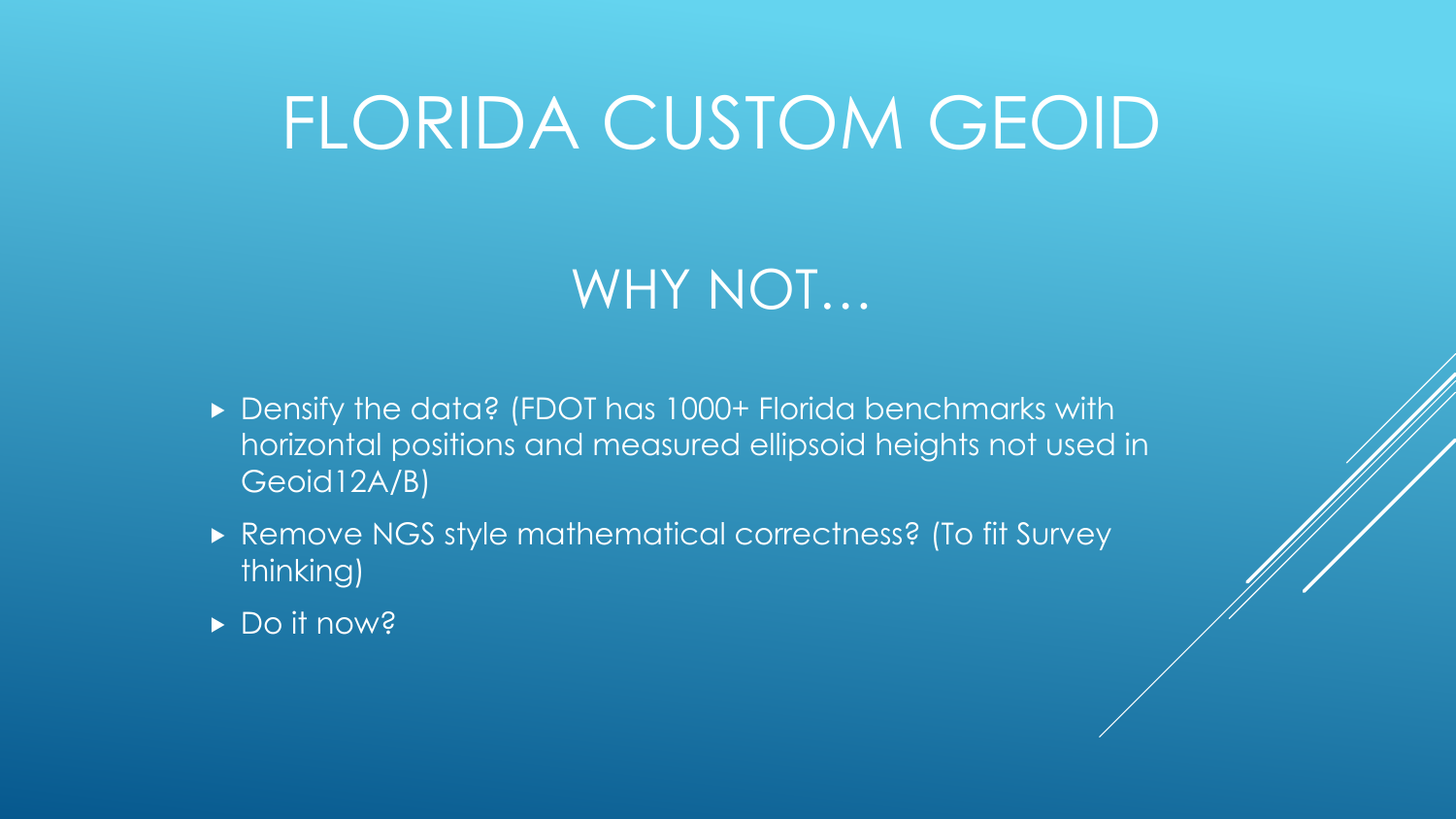# FLORIDA CUSTOM GEOID

## WHY NOT…

- Densify the data? (FDOT has 1000+ Florida benchmarks with horizontal positions and measured ellipsoid heights not used in Geoid12A/B)
- Remove NGS style mathematical correctness? (To fit Survey thinking)
- Do it now?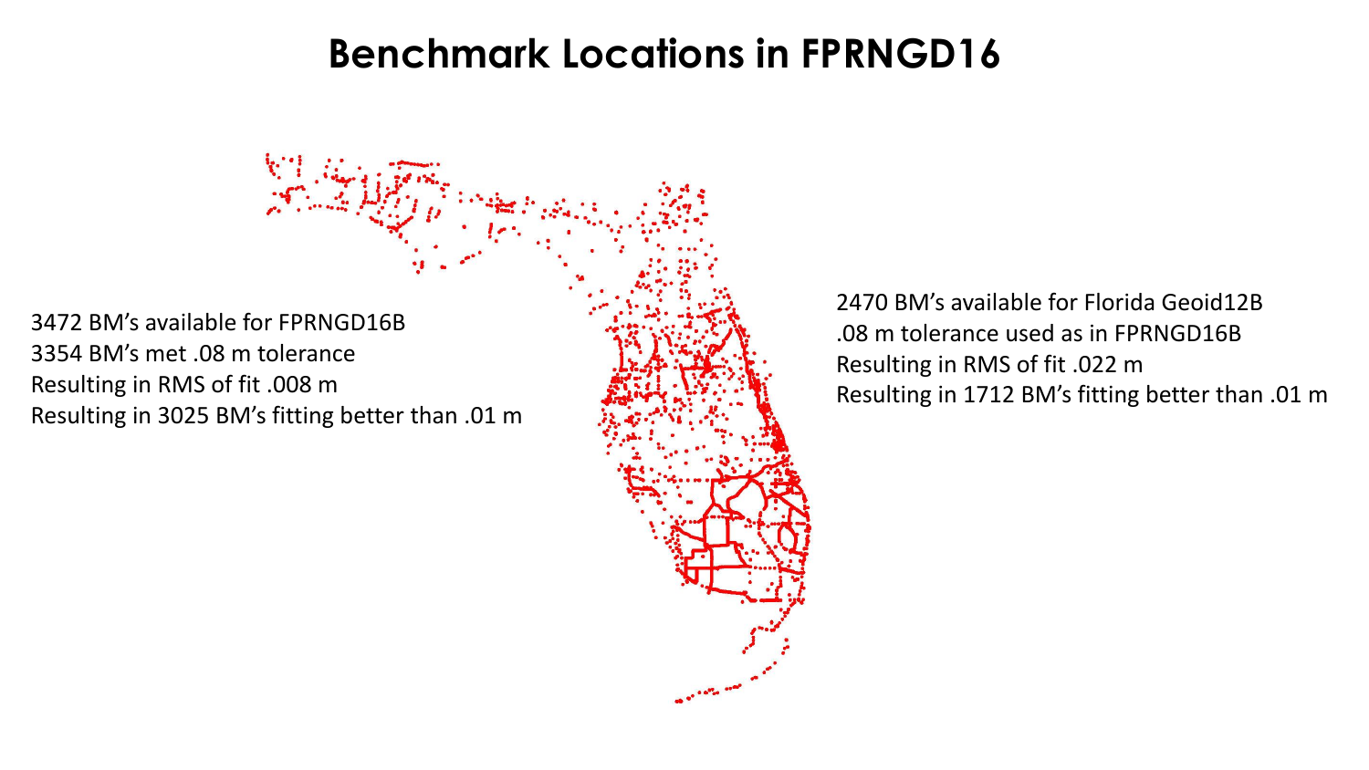# Benchmark Locations in FPRNGD16

3472 BM's available for FPRNGD16B
3354 BM's met .08 m tolerance
Resulting in RMS of fit .008 m
Resulting in 3025 BM's fitting better than .01 m

2470 BM's available for Florida Geoid12B
.08 m tolerance used as in FPRNGD16B
Resulting in RMS of fit .022 m
Resulting in 1712 BM's fitting better than .01 m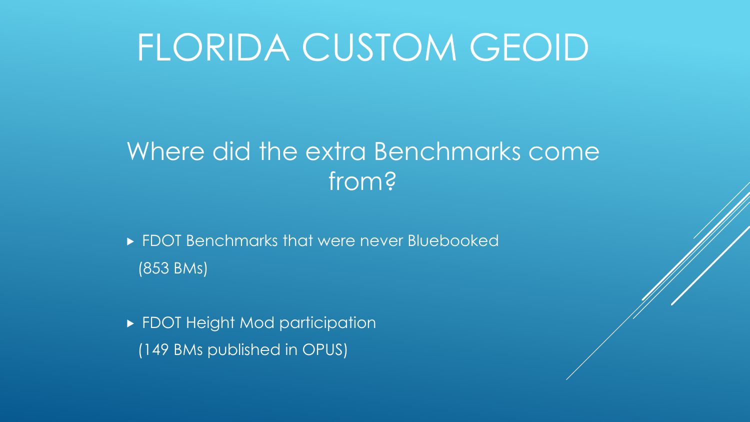# FLORIDA CUSTOM GEOID

## Where did the extra Benchmarks come from?

- FDOT Benchmarks that were never Bluebooked
  (853 BMs)
- FDOT Height Mod participation
  (149 BMs published in OPUS)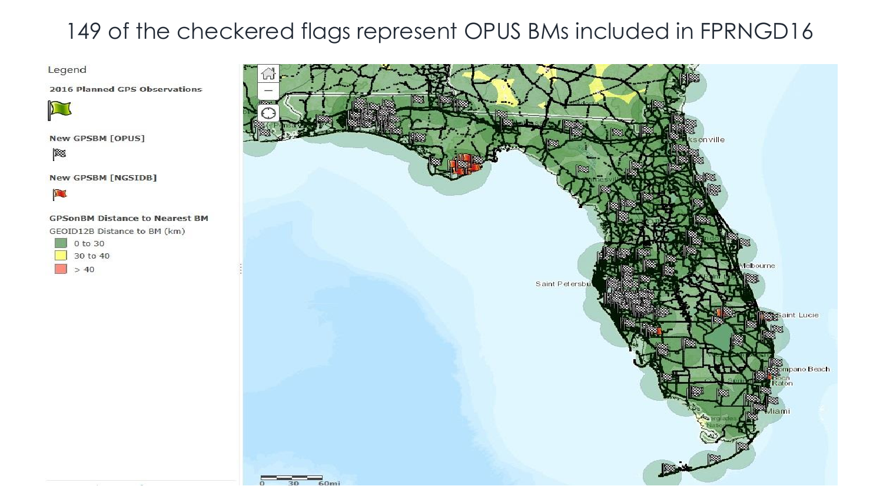# 149 of the checkered flags represent OPUS BMs included in FPRNGD16

Legend

**2016 Planned GPS Observations**

**New GPSBM [OPUS]**

**New GPSBM [NGSIDB]**

**GPSonBM Distance to Nearest BM**

GEOID12B Distance to BM (km)

- 0 to 30
- 30 to 40
- > 40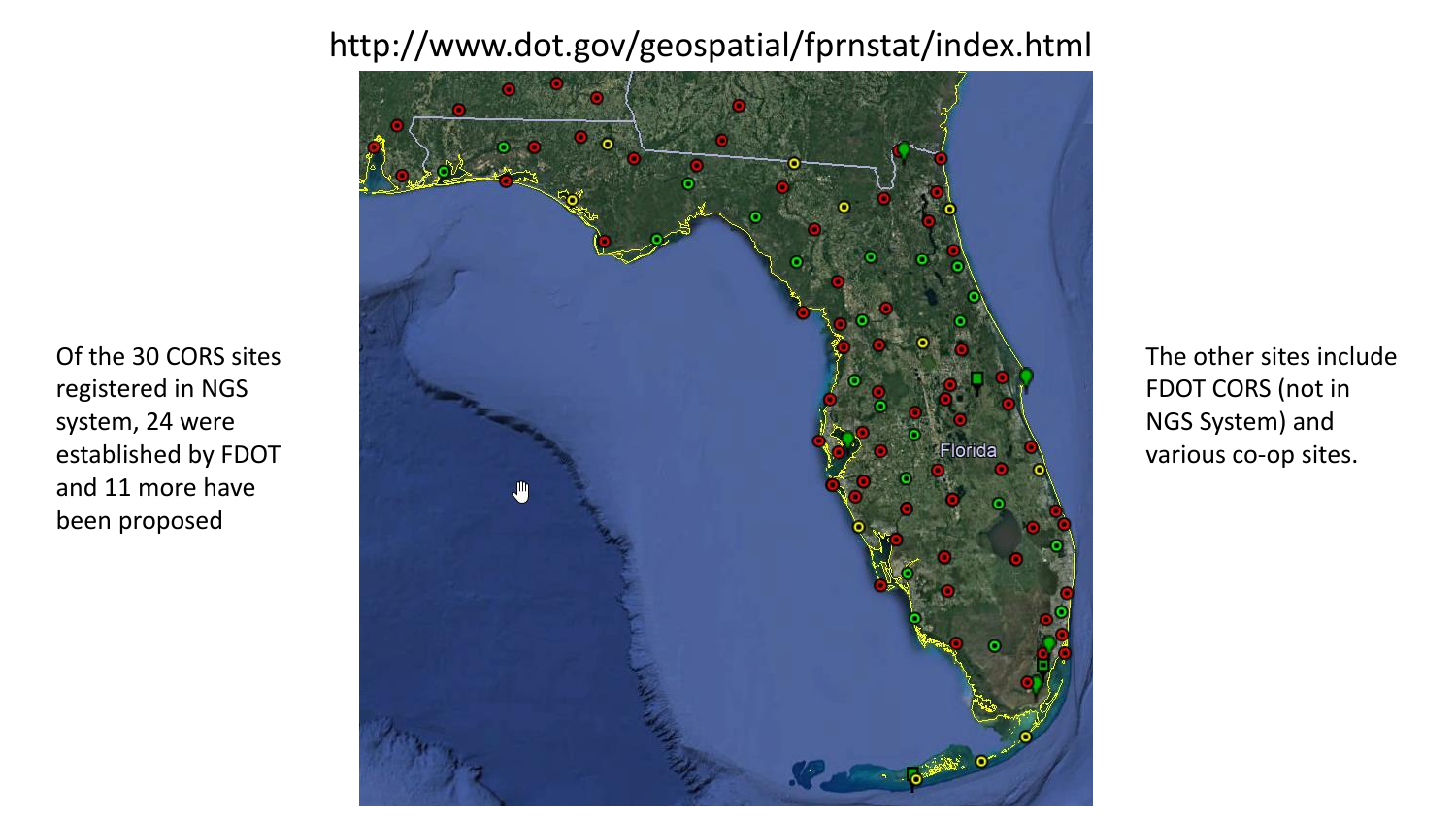http://www.dot.gov/geospatial/fprnstat/index.html

Of the 30 CORS sites registered in NGS system, 24 were established by FDOT and 11 more have been proposed

The other sites include FDOT CORS (not in NGS System) and various co-op sites.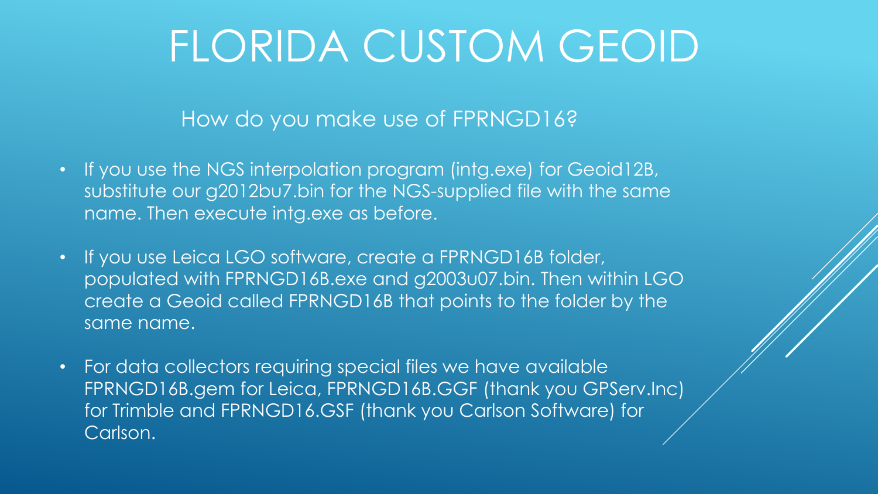# FLORIDA CUSTOM GEOID

How do you make use of FPRNGD16?

- If you use the NGS interpolation program (intg.exe) for Geoid12B, substitute our g2012bu7.bin for the NGS-supplied file with the same name. Then execute intg.exe as before.
- If you use Leica LGO software, create a FPRNGD16B folder, populated with FPRNGD16B.exe and g2003u07.bin. Then within LGO create a Geoid called FPRNGD16B that points to the folder by the same name.
- For data collectors requiring special files we have available FPRNGD16B.gem for Leica, FPRNGD16B.GGF (thank you GPServ.Inc) for Trimble and FPRNGD16.GSF (thank you Carlson Software) for Carlson.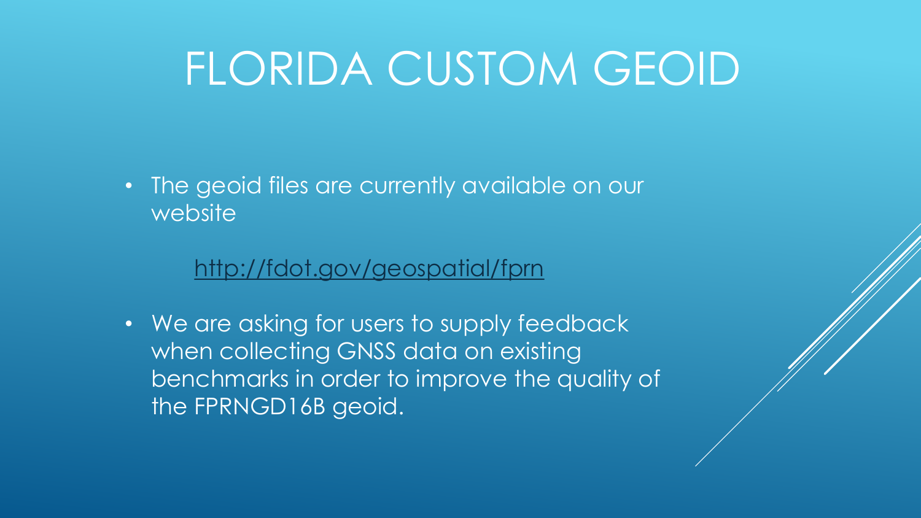# FLORIDA CUSTOM GEOID

- The geoid files are currently available on our website

  http://fdot.gov/geospatial/fprn

- We are asking for users to supply feedback when collecting GNSS data on existing benchmarks in order to improve the quality of the FPRNGD16B geoid.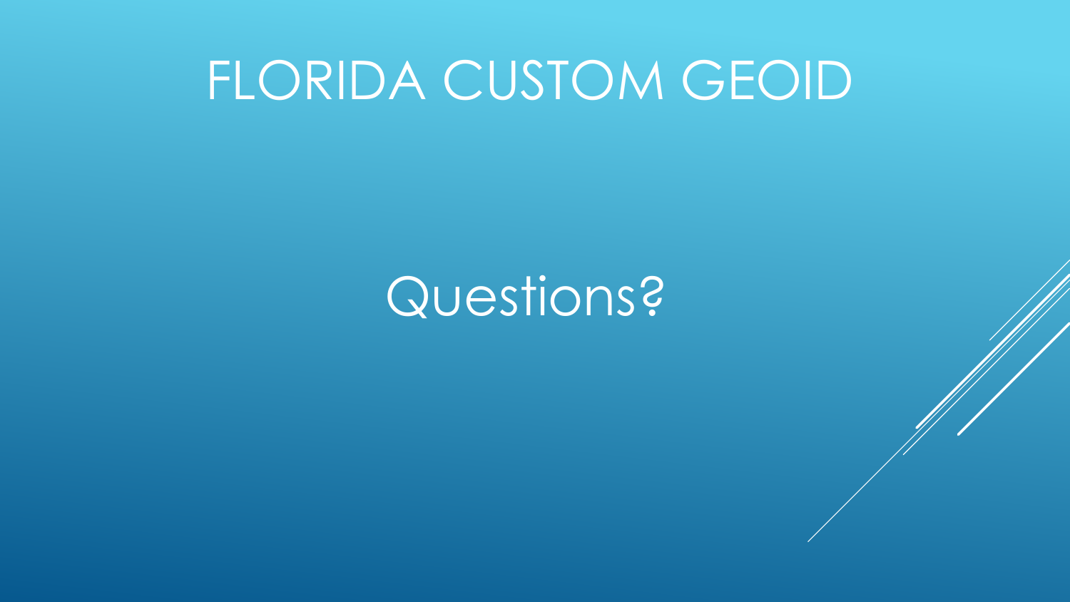# FLORIDA CUSTOM GEOID

Questions?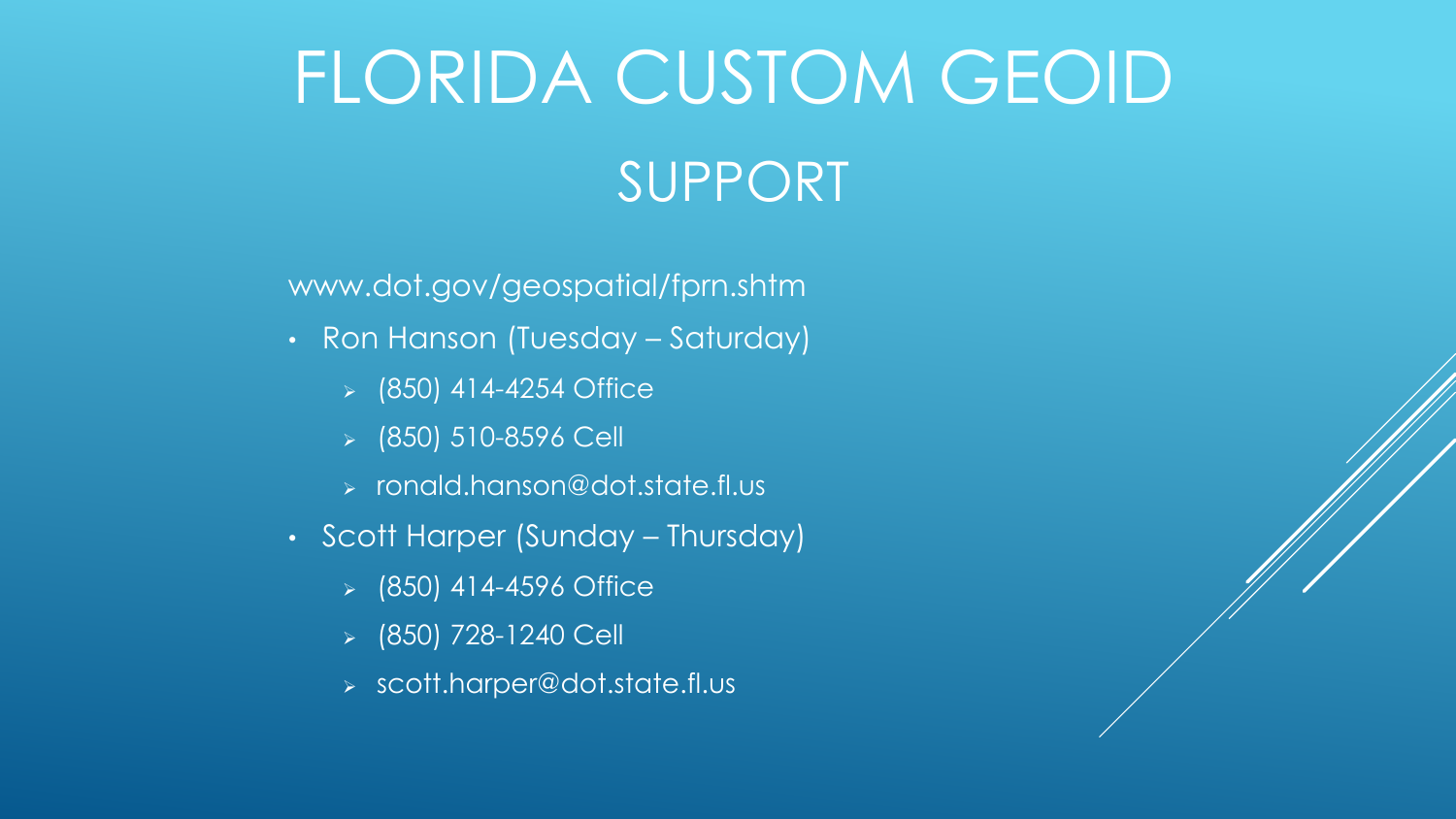# FLORIDA CUSTOM GEOID

## SUPPORT

www.dot.gov/geospatial/fprn.shtm

- Ron Hanson (Tuesday – Saturday)
  - (850) 414-4254 Office
  - (850) 510-8596 Cell
  - ronald.hanson@dot.state.fl.us
- Scott Harper (Sunday – Thursday)
  - (850) 414-4596 Office
  - (850) 728-1240 Cell
  - scott.harper@dot.state.fl.us